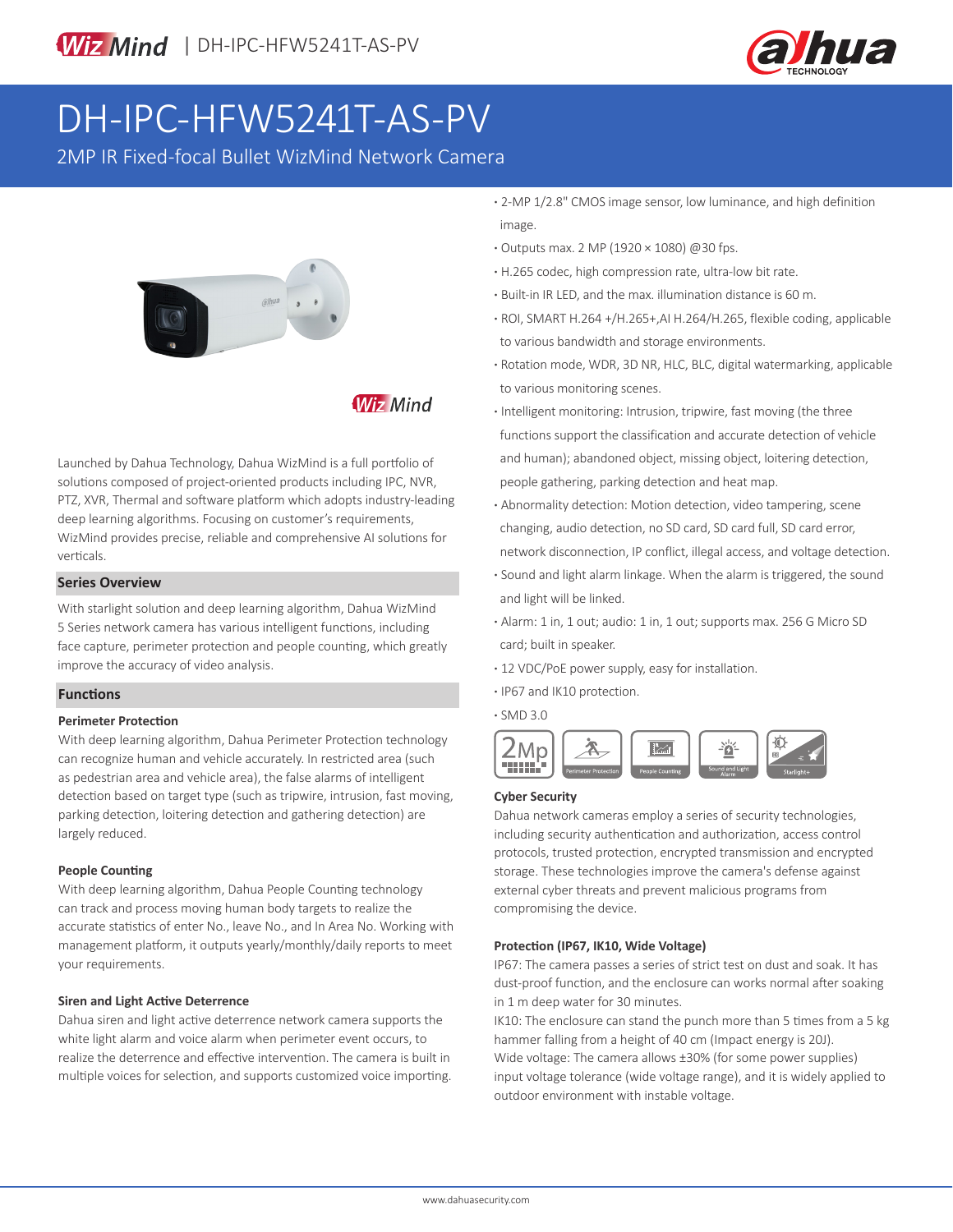# DH-IPC-HFW5241T-AS-PV

2MP IR Fixed-focal Bullet WizMind Network Camera

Launched by Dahua Technology, Dahua WizMind is a full portfolio of solutions composed of project-oriented products including IPC, NVR, PTZ, XVR, Thermal and software platform which adopts industry-leading deep learning algorithms. Focusing on customer's requirements, WizMind provides precise, reliable and comprehensive AI solutions for verticals.

## Series Overview

With starlight solution and deep learning algorithm, Dahua WizMind 5 Series network camera has various intelligent functions, including face capture, perimeter protection and people counting, which greatly improve the accuracy of video analysis.

## Functions

### Perimeter Protection

With deep learning algorithm, Dahua Perimeter Protection technology can recognize human and vehicle accurately. In restricted area (such as pedestrian area and vehicle area), the false alarms of intelligent detection based on target type (such as tripwire, intrusion, fast moving, parking detection, loitering detection and gathering detection) are largely reduced.

### People Counting

With deep learning algorithm, Dahua People Counting technology can track and process moving human body targets to realize the accurate statistics of enter No., leave No., and In Area No. Working with management platform, it outputs yearly/monthly/daily reports to meet your requirements.

### Siren and Light Active Deterrence

Dahua siren and light active deterrence network camera supports the white light alarm and voice alarm when perimeter event occurs, to realize the deterrence and effective intervention. The camera is built in multiple voices for selection, and supports customized voice importing.

- 2-MP 1/2.8" CMOS image sensor, low luminance, and high definition image.
- Outputs max. 2 MP (1920 × 1080) @30 fps.
- H.265 codec, high compression rate, ultra-low bit rate.
- Built-in IR LED, and the max. illumination distance is 60 m.
- ROI, SMART H.264 +/H.265+,AI H.264/H.265, flexible coding, applicable to various bandwidth and storage environments.
- Rotation mode, WDR, 3D NR, HLC, BLC, digital watermarking, applicable to various monitoring scenes.
- Intelligent monitoring: Intrusion, tripwire, fast moving (the three functions support the classification and accurate detection of vehicle and human); abandoned object, missing object, loitering detection, people gathering, parking detection and heat map.
- Abnormality detection: Motion detection, video tampering, scene changing, audio detection, no SD card, SD card full, SD card error, network disconnection, IP conflict, illegal access, and voltage detection.
- Sound and light alarm linkage. When the alarm is triggered, the sound and light will be linked.
- Alarm: 1 in, 1 out; audio: 1 in, 1 out; supports max. 256 G Micro SD card; built in speaker.
- 12 VDC/PoE power supply, easy for installation.
- IP67 and IK10 protection.
- SMD 3.0

### Cyber Security

Dahua network cameras employ a series of security technologies, including security authentication and authorization, access control protocols, trusted protection, encrypted transmission and encrypted storage. These technologies improve the camera's defense against external cyber threats and prevent malicious programs from compromising the device.

### Protection (IP67, IK10, Wide Voltage)

IP67: The camera passes a series of strict test on dust and soak. It has dust-proof function, and the enclosure can works normal after soaking in 1 m deep water for 30 minutes.

IK10: The enclosure can stand the punch more than 5 times from a 5 kg hammer falling from a height of 40 cm (Impact energy is 20J).

Wide voltage: The camera allows ±30% (for some power supplies) input voltage tolerance (wide voltage range), and it is widely applied to outdoor environment with instable voltage.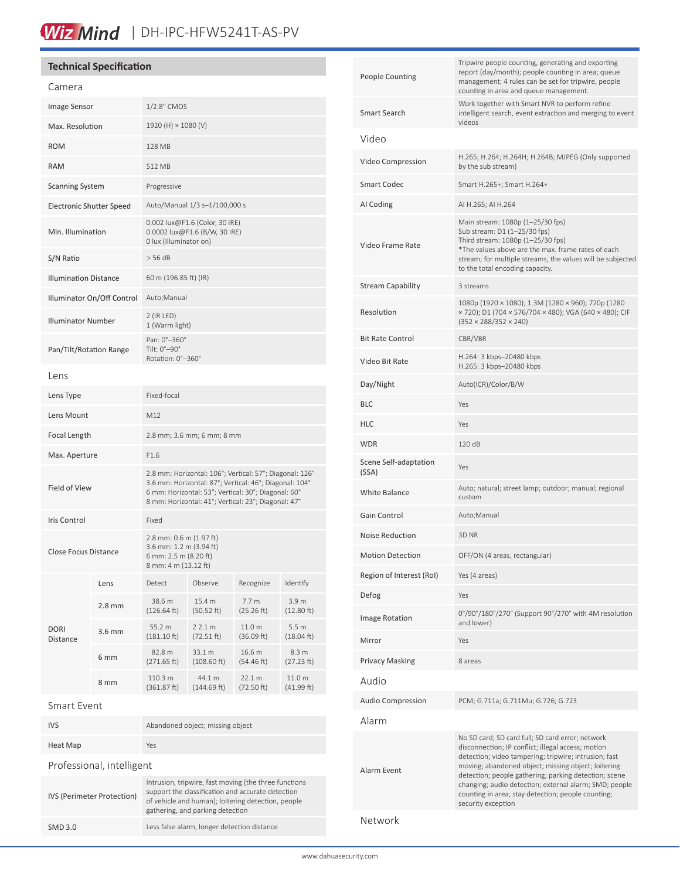## Technical Specification

### Camera

| | |
|---|---|
| Image Sensor | 1/2.8" CMOS |
| Max. Resolution | 1920 (H) × 1080 (V) |
| ROM | 128 MB |
| RAM | 512 MB |
| Scanning System | Progressive |
| Electronic Shutter Speed | Auto/Manual 1/3 s–1/100,000 s |
| Min. Illumination | 0.002 lux@F1.6 (Color, 30 IRE)<br>0.0002 lux@F1.6 (B/W, 30 IRE)<br>0 lux (Illuminator on) |
| S/N Ratio | > 56 dB |
| Illumination Distance | 60 m (196.85 ft) (IR) |
| Illuminator On/Off Control | Auto;Manual |
| Illuminator Number | 2 (IR LED)<br>1 (Warm light) |
| Pan/Tilt/Rotation Range | Pan: 0°–360°<br>Tilt: 0°–90°<br>Rotation: 0°–360° |

### Lens

| | |
|---|---|
| Lens Type | Fixed-focal |
| Lens Mount | M12 |
| Focal Length | 2.8 mm; 3.6 mm; 6 mm; 8 mm |
| Max. Aperture | F1.6 |
| Field of View | 2.8 mm: Horizontal: 106°; Vertical: 57°; Diagonal: 126°<br>3.6 mm: Horizontal: 87°; Vertical: 46°; Diagonal: 104°<br>6 mm: Horizontal: 53°; Vertical: 30°; Diagonal: 60°<br>8 mm: Horizontal: 41°; Vertical: 23°; Diagonal: 47° |
| Iris Control | Fixed |
| Close Focus Distance | 2.8 mm: 0.6 m (1.97 ft)<br>3.6 mm: 1.2 m (3.94 ft)<br>6 mm: 2.5 m (8.20 ft)<br>8 mm: 4 m (13.12 ft) |

| | Lens | Detect | Observe | Recognize | Identify |
|---|---|---|---|---|---|
| DORI Distance | 2.8 mm | 38.6 m (126.64 ft) | 15.4 m (50.52 ft) | 7.7 m (25.26 ft) | 3.9 m (12.80 ft) |
| | 3.6 mm | 55.2 m (181.10 ft) | 2 2.1 m (72.51 ft) | 11.0 m (36.09 ft) | 5.5 m (18.04 ft) |
| | 6 mm | 82.8 m (271.65 ft) | 33.1 m (108.60 ft) | 16.6 m (54.46 ft) | 8.3 m (27.23 ft) |
| | 8 mm | 110.3 m (361.87 ft) | 44.1 m (144.69 ft) | 22.1 m (72.50 ft) | 11.0 m (41.99 ft) |

### Smart Event

| | |
|---|---|
| IVS | Abandoned object; missing object |
| Heat Map | Yes |

### Professional, intelligent

| | |
|---|---|
| IVS (Perimeter Protection) | Intrusion, tripwire, fast moving (the three functions support the classification and accurate detection of vehicle and human); loitering detection, people gathering, and parking detection |
| SMD 3.0 | Less false alarm, longer detection distance |
| People Counting | Tripwire people counting, generating and exporting report (day/month); people counting in area; queue management; 4 rules can be set for tripwire, people counting in area and queue management. |
| Smart Search | Work together with Smart NVR to perform refine intelligent search, event extraction and merging to event videos |

### Video

| | |
|---|---|
| Video Compression | H.265; H.264; H.264H; H.264B; MJPEG (Only supported by the sub stream) |
| Smart Codec | Smart H.265+; Smart H.264+ |
| AI Coding | AI H.265; AI H.264 |
| Video Frame Rate | Main stream: 1080p (1–25/30 fps)<br>Sub stream: D1 (1–25/30 fps)<br>Third stream: 1080p (1–25/30 fps)<br>*The values above are the max. frame rates of each stream; for multiple streams, the values will be subjected to the total encoding capacity. |
| Stream Capability | 3 streams |
| Resolution | 1080p (1920 × 1080); 1.3M (1280 × 960); 720p (1280 × 720); D1 (704 × 576/704 × 480); VGA (640 × 480); CIF (352 × 288/352 × 240) |
| Bit Rate Control | CBR/VBR |
| Video Bit Rate | H.264: 3 kbps–20480 kbps<br>H.265: 3 kbps–20480 kbps |
| Day/Night | Auto(ICR)/Color/B/W |
| BLC | Yes |
| HLC | Yes |
| WDR | 120 dB |
| Scene Self-adaptation (SSA) | Yes |
| White Balance | Auto; natural; street lamp; outdoor; manual; regional custom |
| Gain Control | Auto;Manual |
| Noise Reduction | 3D NR |
| Motion Detection | OFF/ON (4 areas, rectangular) |
| Region of Interest (RoI) | Yes (4 areas) |
| Defog | Yes |
| Image Rotation | 0°/90°/180°/270° (Support 90°/270° with 4M resolution and lower) |
| Mirror | Yes |
| Privacy Masking | 8 areas |

### Audio

| | |
|---|---|
| Audio Compression | PCM; G.711a; G.711Mu; G.726; G.723 |

### Alarm

| | |
|---|---|
| Alarm Event | No SD card; SD card full; SD card error; network disconnection; IP conflict; illegal access; motion detection; video tampering; tripwire; intrusion; fast moving; abandoned object; missing object; loitering detection; people gathering; parking detection; scene changing; audio detection; external alarm; SMD; people counting in area; stay detection; people counting; security exception |

### Network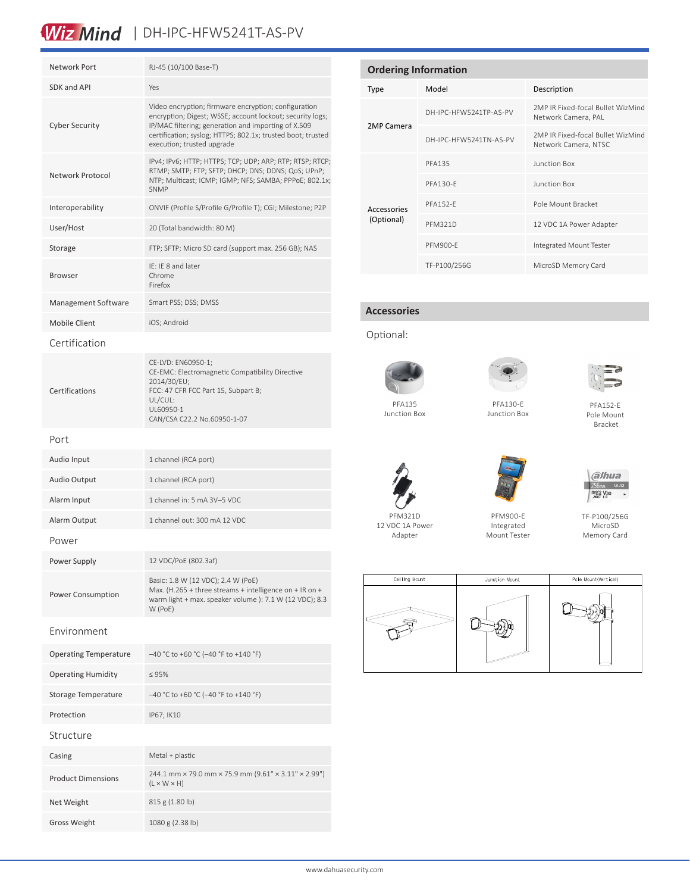# WizMind | DH-IPC-HFW5241T-AS-PV

| | |
|---|---|
| Network Port | RJ-45 (10/100 Base-T) |
| SDK and API | Yes |
| Cyber Security | Video encryption; firmware encryption; configuration encryption; Digest; WSSE; account lockout; security logs; IP/MAC filtering; generation and importing of X.509 certification; syslog; HTTPS; 802.1x; trusted boot; trusted execution; trusted upgrade |
| Network Protocol | IPv4; IPv6; HTTP; HTTPS; TCP; UDP; ARP; RTP; RTSP; RTCP; RTMP; SMTP; FTP; SFTP; DHCP; DNS; DDNS; QoS; UPnP; NTP; Multicast; ICMP; IGMP; NFS; SAMBA; PPPoE; 802.1x; SNMP |
| Interoperability | ONVIF (Profile S/Profile G/Profile T); CGI; Milestone; P2P |
| User/Host | 20 (Total bandwidth: 80 M) |
| Storage | FTP; SFTP; Micro SD card (support max. 256 GB); NAS |
| Browser | IE: IE 8 and later<br>Chrome<br>Firefox |
| Management Software | Smart PSS; DSS; DMSS |
| Mobile Client | iOS; Android |

## Certification

| | |
|---|---|
| Certifications | CE-LVD: EN60950-1;<br>CE-EMC: Electromagnetic Compatibility Directive 2014/30/EU;<br>FCC: 47 CFR FCC Part 15, Subpart B;<br>UL/CUL:<br>UL60950-1<br>CAN/CSA C22.2 No.60950-1-07 |

## Port

| | |
|---|---|
| Audio Input | 1 channel (RCA port) |
| Audio Output | 1 channel (RCA port) |
| Alarm Input | 1 channel in: 5 mA 3V–5 VDC |
| Alarm Output | 1 channel out: 300 mA 12 VDC |

## Power

| | |
|---|---|
| Power Supply | 12 VDC/PoE (802.3af) |
| Power Consumption | Basic: 1.8 W (12 VDC); 2.4 W (PoE)<br>Max. (H.265 + three streams + intelligence on + IR on + warm light + max. speaker volume ): 7.1 W (12 VDC); 8.3 W (PoE) |

## Environment

| | |
|---|---|
| Operating Temperature | –40 °C to +60 °C (–40 °F to +140 °F) |
| Operating Humidity | ≤ 95% |
| Storage Temperature | –40 °C to +60 °C (–40 °F to +140 °F) |
| Protection | IP67; IK10 |

## Structure

| | |
|---|---|
| Casing | Metal + plastic |
| Product Dimensions | 244.1 mm × 79.0 mm × 75.9 mm (9.61" × 3.11" × 2.99") (L × W × H) |
| Net Weight | 815 g (1.80 lb) |
| Gross Weight | 1080 g (2.38 lb) |

## Ordering Information

| Type | Model | Description |
|---|---|---|
| 2MP Camera | DH-IPC-HFW5241TP-AS-PV | 2MP IR Fixed-focal Bullet WizMind Network Camera, PAL |
| | DH-IPC-HFW5241TN-AS-PV | 2MP IR Fixed-focal Bullet WizMind Network Camera, NTSC |
| Accessories (Optional) | PFA135 | Junction Box |
| | PFA130-E | Junction Box |
| | PFA152-E | Pole Mount Bracket |
| | PFM321D | 12 VDC 1A Power Adapter |
| | PFM900-E | Integrated Mount Tester |
| | TF-P100/256G | MicroSD Memory Card |

## Accessories

Optional:

PFA135
Junction Box

PFA130-E
Junction Box

PFA152-E
Pole Mount Bracket

PFM321D
12 VDC 1A Power Adapter

PFM900-E
Integrated Mount Tester

TF-P100/256G
MicroSD Memory Card

| Ceiling Mount | Junction Mount | Pole Mount(Vertical) |
|---|---|---|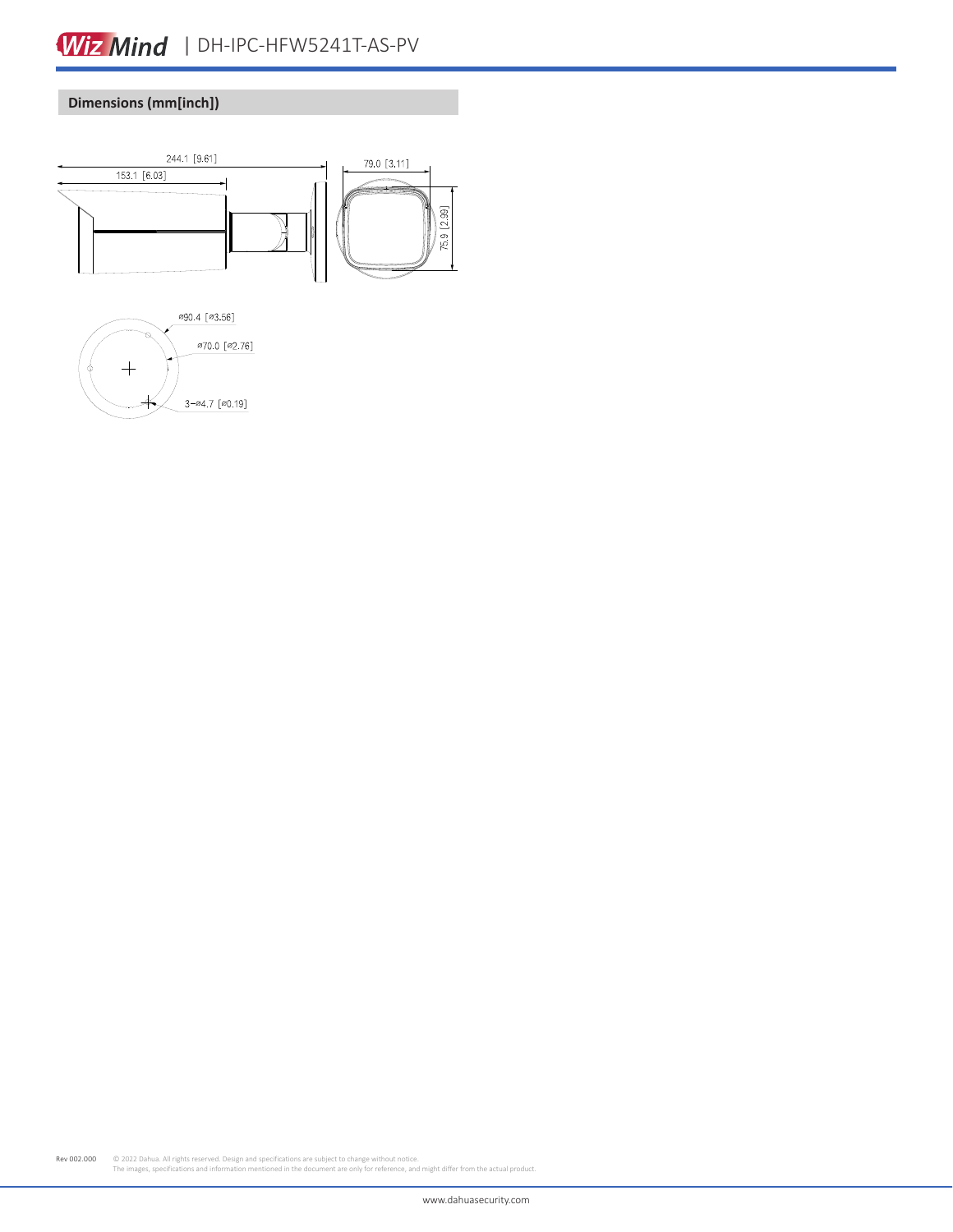## Dimensions (mm[inch])

244.1 [9.61]
153.1 [6.03]
79.0 [3.11]
75.9 [2.99]

ø90.4 [ø3.56]
ø70.0 [ø2.76]
3−ø4.7 [ø0.19]

Rev 002.000 © 2022 Dahua. All rights reserved. Design and specifications are subject to change without notice.
The images, specifications and information mentioned in the document are only for reference, and might differ from the actual product.

www.dahuasecurity.com